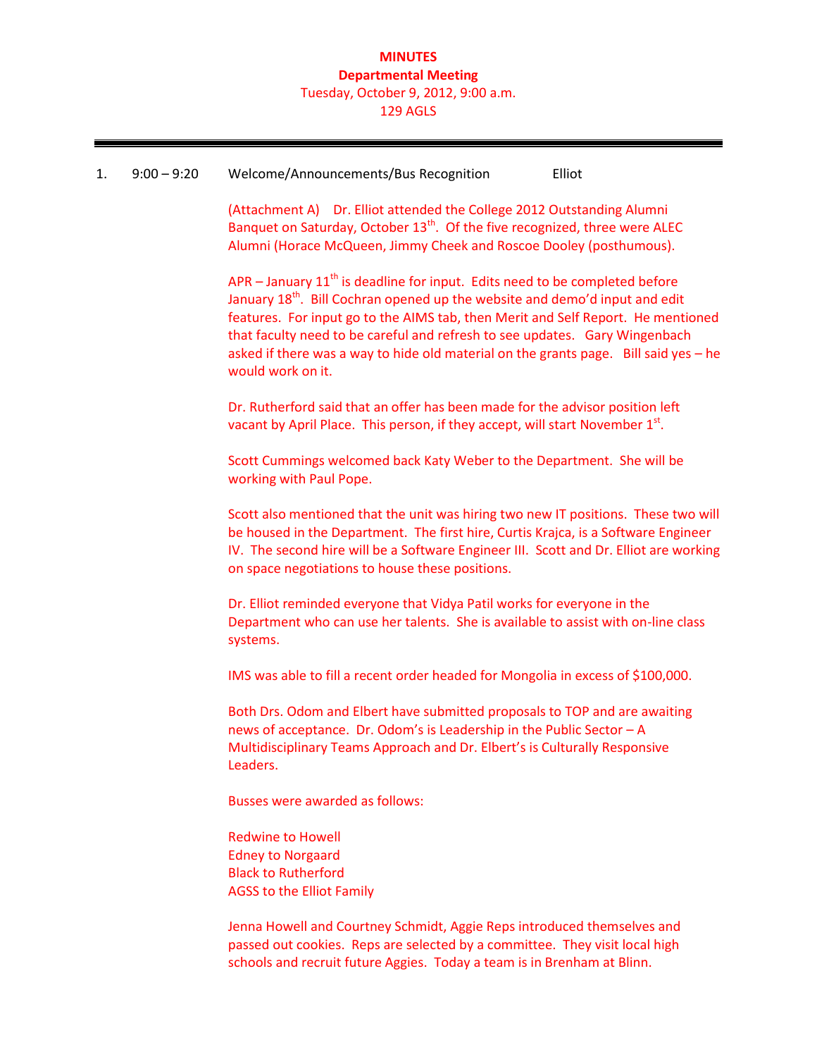**MINUTES**
**Departmental Meeting**
Tuesday, October 9, 2012, 9:00 a.m.
129 AGLS

---

1. 9:00 – 9:20 Welcome/Announcements/Bus Recognition — Elliot

(Attachment A) Dr. Elliot attended the College 2012 Outstanding Alumni Banquet on Saturday, October 13th. Of the five recognized, three were ALEC Alumni (Horace McQueen, Jimmy Cheek and Roscoe Dooley (posthumous).

APR – January 11th is deadline for input. Edits need to be completed before January 18th. Bill Cochran opened up the website and demo'd input and edit features. For input go to the AIMS tab, then Merit and Self Report. He mentioned that faculty need to be careful and refresh to see updates. Gary Wingenbach asked if there was a way to hide old material on the grants page. Bill said yes – he would work on it.

Dr. Rutherford said that an offer has been made for the advisor position left vacant by April Place. This person, if they accept, will start November 1st.

Scott Cummings welcomed back Katy Weber to the Department. She will be working with Paul Pope.

Scott also mentioned that the unit was hiring two new IT positions. These two will be housed in the Department. The first hire, Curtis Krajca, is a Software Engineer IV. The second hire will be a Software Engineer III. Scott and Dr. Elliot are working on space negotiations to house these positions.

Dr. Elliot reminded everyone that Vidya Patil works for everyone in the Department who can use her talents. She is available to assist with on-line class systems.

IMS was able to fill a recent order headed for Mongolia in excess of $100,000.

Both Drs. Odom and Elbert have submitted proposals to TOP and are awaiting news of acceptance. Dr. Odom's is Leadership in the Public Sector – A Multidisciplinary Teams Approach and Dr. Elbert's is Culturally Responsive Leaders.

Busses were awarded as follows:

Redwine to Howell
Edney to Norgaard
Black to Rutherford
AGSS to the Elliot Family

Jenna Howell and Courtney Schmidt, Aggie Reps introduced themselves and passed out cookies. Reps are selected by a committee. They visit local high schools and recruit future Aggies. Today a team is in Brenham at Blinn.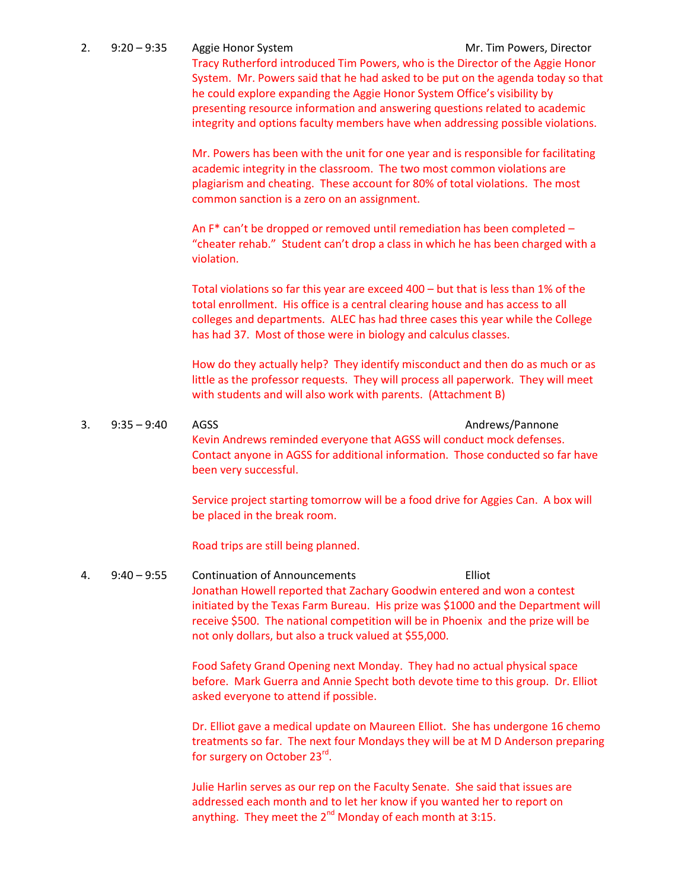2. 9:20 – 9:35 **Aggie Honor System** — Mr. Tim Powers, Director

Tracy Rutherford introduced Tim Powers, who is the Director of the Aggie Honor System. Mr. Powers said that he had asked to be put on the agenda today so that he could explore expanding the Aggie Honor System Office's visibility by presenting resource information and answering questions related to academic integrity and options faculty members have when addressing possible violations.

Mr. Powers has been with the unit for one year and is responsible for facilitating academic integrity in the classroom. The two most common violations are plagiarism and cheating. These account for 80% of total violations. The most common sanction is a zero on an assignment.

An F* can't be dropped or removed until remediation has been completed – "cheater rehab." Student can't drop a class in which he has been charged with a violation.

Total violations so far this year are exceed 400 – but that is less than 1% of the total enrollment. His office is a central clearing house and has access to all colleges and departments. ALEC has had three cases this year while the College has had 37. Most of those were in biology and calculus classes.

How do they actually help? They identify misconduct and then do as much or as little as the professor requests. They will process all paperwork. They will meet with students and will also work with parents. (Attachment B)

3. 9:35 – 9:40 **AGSS** — Andrews/Pannone

Kevin Andrews reminded everyone that AGSS will conduct mock defenses. Contact anyone in AGSS for additional information. Those conducted so far have been very successful.

Service project starting tomorrow will be a food drive for Aggies Can. A box will be placed in the break room.

Road trips are still being planned.

4. 9:40 – 9:55 **Continuation of Announcements** — Elliot

Jonathan Howell reported that Zachary Goodwin entered and won a contest initiated by the Texas Farm Bureau. His prize was $1000 and the Department will receive $500. The national competition will be in Phoenix and the prize will be not only dollars, but also a truck valued at $55,000.

Food Safety Grand Opening next Monday. They had no actual physical space before. Mark Guerra and Annie Specht both devote time to this group. Dr. Elliot asked everyone to attend if possible.

Dr. Elliot gave a medical update on Maureen Elliot. She has undergone 16 chemo treatments so far. The next four Mondays they will be at M D Anderson preparing for surgery on October 23rd.

Julie Harlin serves as our rep on the Faculty Senate. She said that issues are addressed each month and to let her know if you wanted her to report on anything. They meet the 2nd Monday of each month at 3:15.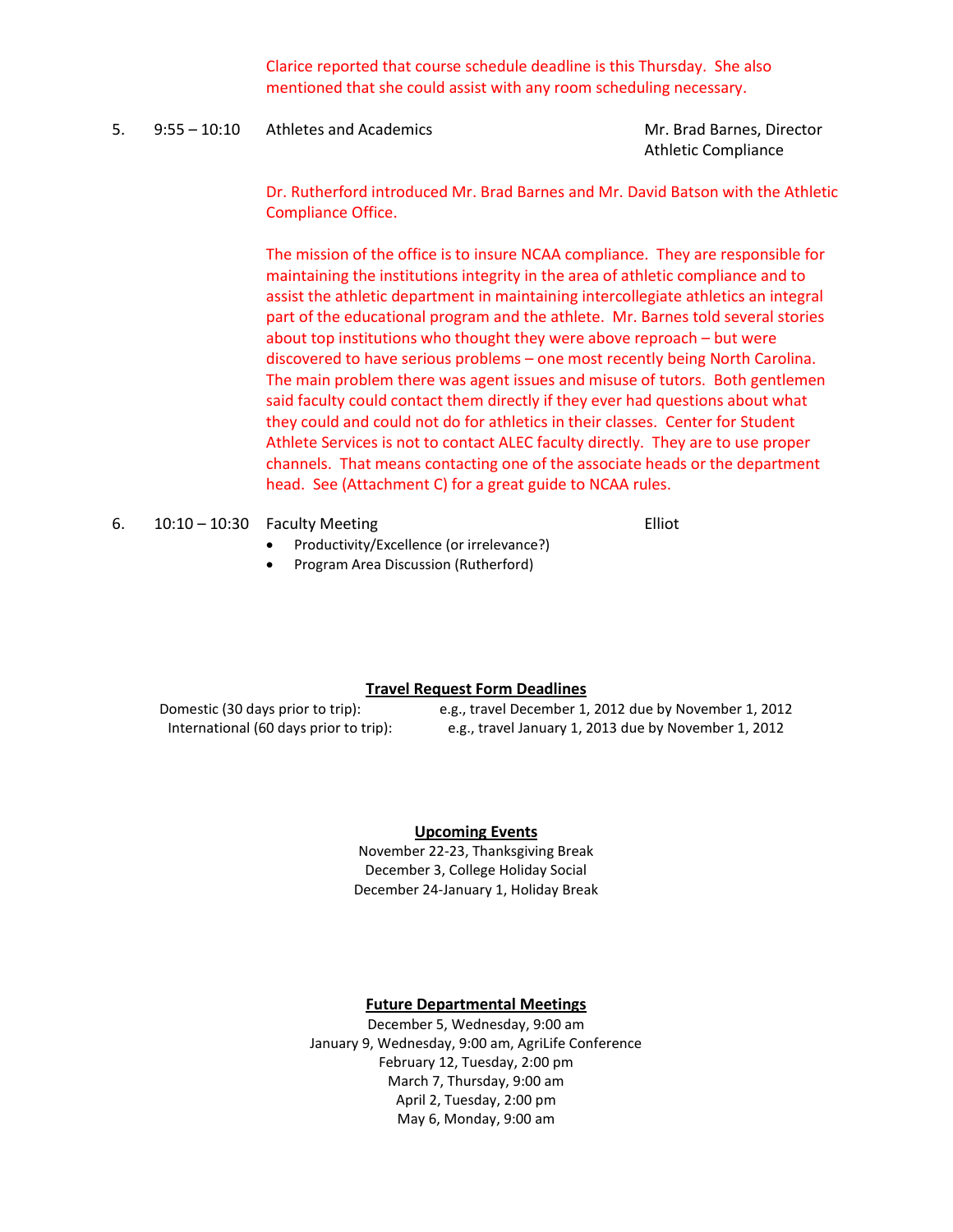Clarice reported that course schedule deadline is this Thursday. She also mentioned that she could assist with any room scheduling necessary.

5. 9:55 – 10:10 Athletes and Academics — Mr. Brad Barnes, Director Athletic Compliance

Dr. Rutherford introduced Mr. Brad Barnes and Mr. David Batson with the Athletic Compliance Office.

The mission of the office is to insure NCAA compliance. They are responsible for maintaining the institutions integrity in the area of athletic compliance and to assist the athletic department in maintaining intercollegiate athletics an integral part of the educational program and the athlete. Mr. Barnes told several stories about top institutions who thought they were above reproach – but were discovered to have serious problems – one most recently being North Carolina. The main problem there was agent issues and misuse of tutors. Both gentlemen said faculty could contact them directly if they ever had questions about what they could and could not do for athletics in their classes. Center for Student Athlete Services is not to contact ALEC faculty directly. They are to use proper channels. That means contacting one of the associate heads or the department head. See (Attachment C) for a great guide to NCAA rules.

6. 10:10 – 10:30 Faculty Meeting — Elliot

- Productivity/Excellence (or irrelevance?)
- Program Area Discussion (Rutherford)

## Travel Request Form Deadlines

Domestic (30 days prior to trip): e.g., travel December 1, 2012 due by November 1, 2012

International (60 days prior to trip): e.g., travel January 1, 2013 due by November 1, 2012

## Upcoming Events

November 22-23, Thanksgiving Break

December 3, College Holiday Social

December 24-January 1, Holiday Break

## Future Departmental Meetings

December 5, Wednesday, 9:00 am

January 9, Wednesday, 9:00 am, AgriLife Conference

February 12, Tuesday, 2:00 pm

March 7, Thursday, 9:00 am

April 2, Tuesday, 2:00 pm

May 6, Monday, 9:00 am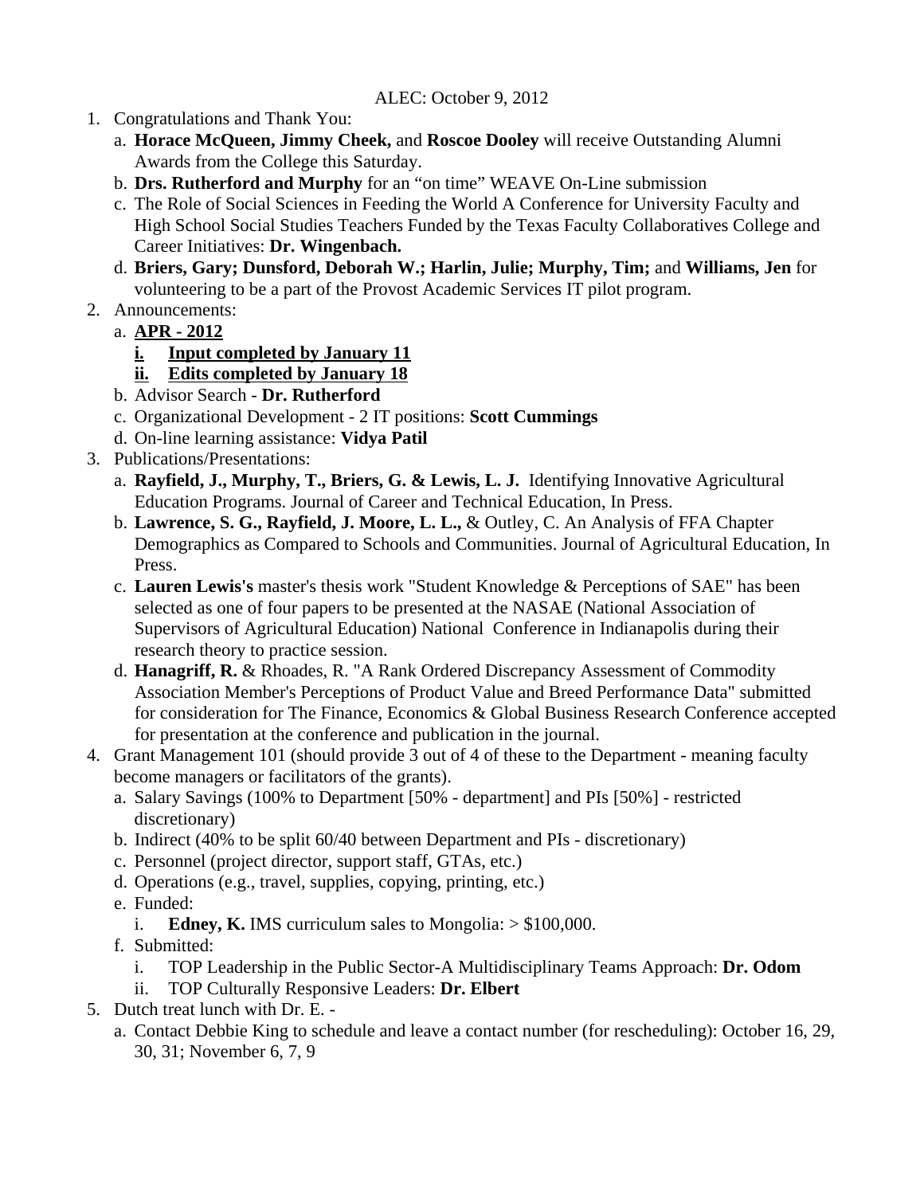ALEC: October 9, 2012

1. Congratulations and Thank You:
   a. **Horace McQueen, Jimmy Cheek,** and **Roscoe Dooley** will receive Outstanding Alumni Awards from the College this Saturday.
   b. **Drs. Rutherford and Murphy** for an "on time" WEAVE On-Line submission
   c. The Role of Social Sciences in Feeding the World A Conference for University Faculty and High School Social Studies Teachers Funded by the Texas Faculty Collaboratives College and Career Initiatives: **Dr. Wingenbach.**
   d. **Briers, Gary; Dunsford, Deborah W.; Harlin, Julie; Murphy, Tim;** and **Williams, Jen** for volunteering to be a part of the Provost Academic Services IT pilot program.
2. Announcements:
   a. **<u>APR - 2012</u>**
      i. **<u>Input completed by January 11</u>**
      ii. **<u>Edits completed by January 18</u>**
   b. Advisor Search - **Dr. Rutherford**
   c. Organizational Development - 2 IT positions: **Scott Cummings**
   d. On-line learning assistance: **Vidya Patil**
3. Publications/Presentations:
   a. **Rayfield, J., Murphy, T., Briers, G. & Lewis, L. J.** Identifying Innovative Agricultural Education Programs. Journal of Career and Technical Education, In Press.
   b. **Lawrence, S. G., Rayfield, J. Moore, L. L.,** & Outley, C. An Analysis of FFA Chapter Demographics as Compared to Schools and Communities. Journal of Agricultural Education, In Press.
   c. **Lauren Lewis's** master's thesis work "Student Knowledge & Perceptions of SAE" has been selected as one of four papers to be presented at the NASAE (National Association of Supervisors of Agricultural Education) National Conference in Indianapolis during their research theory to practice session.
   d. **Hanagriff, R.** & Rhoades, R. "A Rank Ordered Discrepancy Assessment of Commodity Association Member's Perceptions of Product Value and Breed Performance Data" submitted for consideration for The Finance, Economics & Global Business Research Conference accepted for presentation at the conference and publication in the journal.
4. Grant Management 101 (should provide 3 out of 4 of these to the Department - meaning faculty become managers or facilitators of the grants).
   a. Salary Savings (100% to Department [50% - department] and PIs [50%] - restricted discretionary)
   b. Indirect (40% to be split 60/40 between Department and PIs - discretionary)
   c. Personnel (project director, support staff, GTAs, etc.)
   d. Operations (e.g., travel, supplies, copying, printing, etc.)
   e. Funded:
      i. **Edney, K.** IMS curriculum sales to Mongolia: > $100,000.
   f. Submitted:
      i. TOP Leadership in the Public Sector-A Multidisciplinary Teams Approach: **Dr. Odom**
      ii. TOP Culturally Responsive Leaders: **Dr. Elbert**
5. Dutch treat lunch with Dr. E. -
   a. Contact Debbie King to schedule and leave a contact number (for rescheduling): October 16, 29, 30, 31; November 6, 7, 9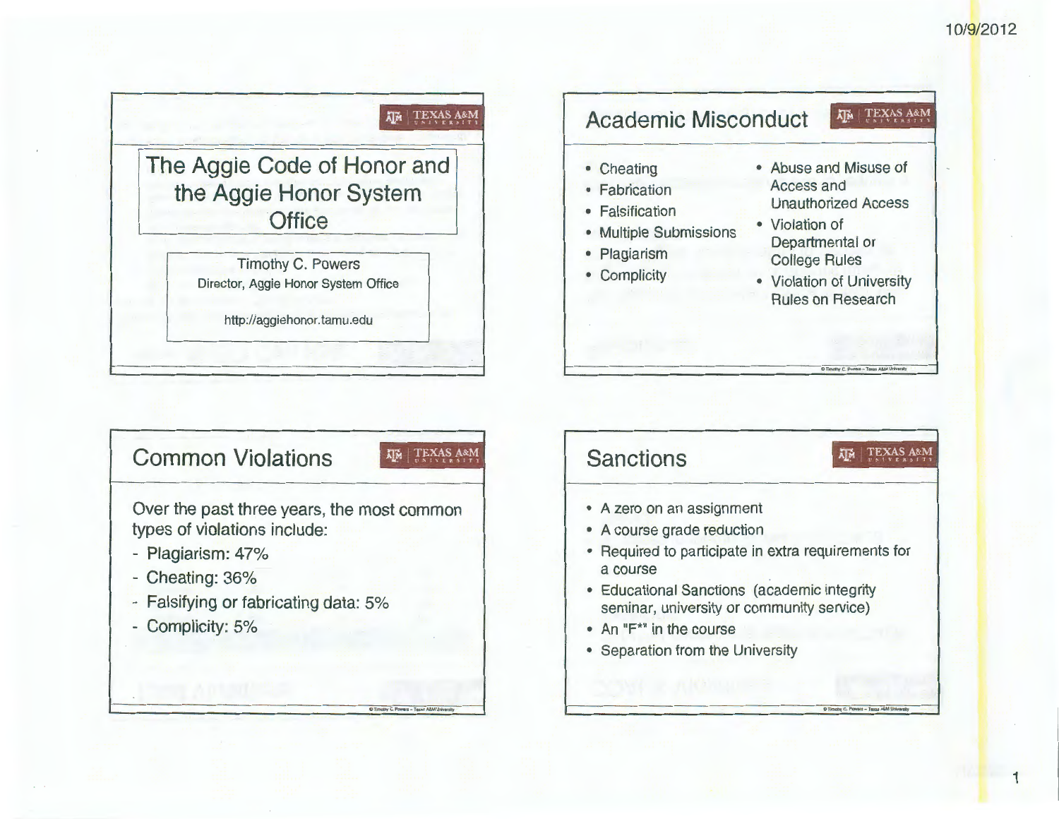# The Aggie Code of Honor and the Aggie Honor System Office

Timothy C. Powers
Director, Aggie Honor System Office

http://aggiehonor.tamu.edu

## Academic Misconduct

- Cheating
- Fabrication
- Falsification
- Multiple Submissions
- Plagiarism
- Complicity
- Abuse and Misuse of Access and Unauthorized Access
- Violation of Departmental or College Rules
- Violation of University Rules on Research

## Common Violations

Over the past three years, the most common types of violations include:

- Plagiarism: 47%
- Cheating: 36%
- Falsifying or fabricating data: 5%
- Complicity: 5%

## Sanctions

- A zero on an assignment
- A course grade reduction
- Required to participate in extra requirements for a course
- Educational Sanctions (academic integrity seminar, university or community service)
- An "F*" in the course
- Separation from the University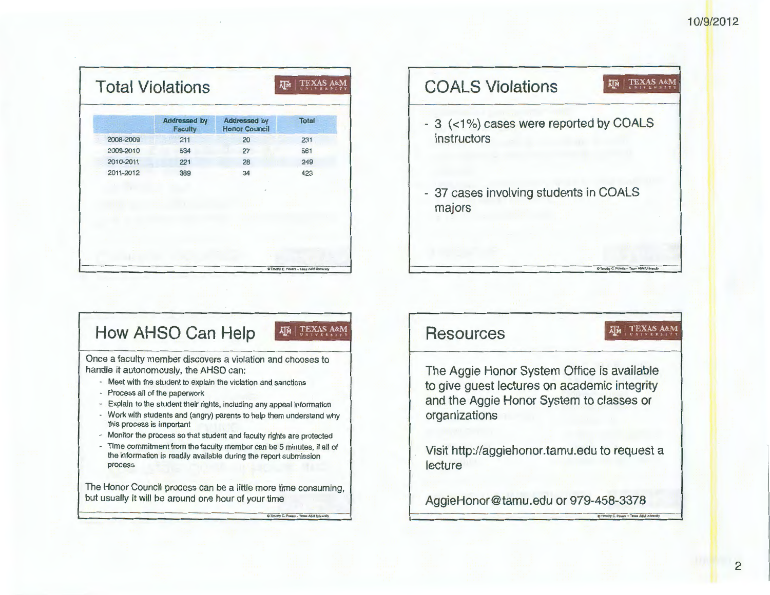## Total Violations

| | Addressed by Faculty | Addressed by Honor Council | Total |
|---|---|---|---|
| 2008-2009 | 211 | 20 | 231 |
| 2009-2010 | 534 | 27 | 561 |
| 2010-2011 | 221 | 28 | 249 |
| 2011-2012 | 389 | 34 | 423 |

## COALS Violations

- 3 (<1%) cases were reported by COALS instructors
- 37 cases involving students in COALS majors

## How AHSO Can Help

Once a faculty member discovers a violation and chooses to handle it autonomously, the AHSO can:

- Meet with the student to explain the violation and sanctions
- Process all of the paperwork
- Explain to the student their rights, including any appeal information
- Work with students and (angry) parents to help them understand why this process is important
- Monitor the process so that student and faculty rights are protected
- Time commitment from the faculty member can be 5 minutes, if all of the information is readily available during the report submission process

The Honor Council process can be a little more time consuming, but usually it will be around one hour of your time

## Resources

The Aggie Honor System Office is available to give guest lectures on academic integrity and the Aggie Honor System to classes or organizations

Visit http://aggiehonor.tamu.edu to request a lecture

AggieHonor@tamu.edu or 979-458-3378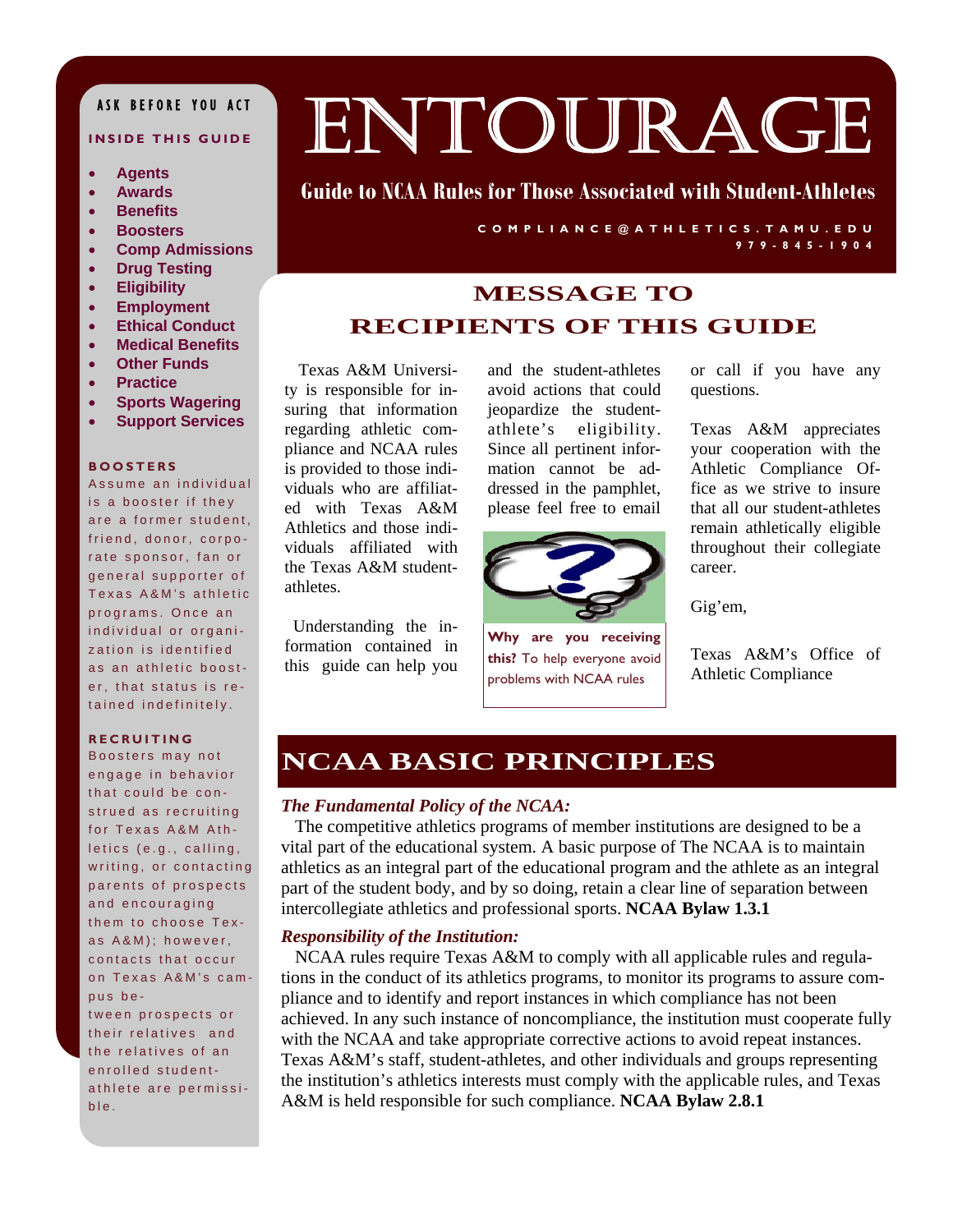# ENTOURAGE

**Guide to NCAA Rules for Those Associated with Student-Athletes**

COMPLIANCE@ATHLETICS.TAMU.EDU
979-845-1904

ASK BEFORE YOU ACT

**INSIDE THIS GUIDE**

- Agents
- Awards
- Benefits
- Boosters
- Comp Admissions
- Drug Testing
- Eligibility
- Employment
- Ethical Conduct
- Medical Benefits
- Other Funds
- Practice
- Sports Wagering
- Support Services

**BOOSTERS**

Assume an individual is a booster if they are a former student, friend, donor, corporate sponsor, fan or general supporter of Texas A&M's athletic programs. Once an individual or organization is identified as an athletic booster, that status is retained indefinitely.

**RECRUITING**

Boosters may not engage in behavior that could be construed as recruiting for Texas A&M Athletics (e.g., calling, writing, or contacting parents of prospects and encouraging them to choose Texas A&M); however, contacts that occur on Texas A&M's campus between prospects or their relatives and the relatives of an enrolled student-athlete are permissible.

## MESSAGE TO RECIPIENTS OF THIS GUIDE

Texas A&M University is responsible for insuring that information regarding athletic compliance and NCAA rules is provided to those individuals who are affiliated with Texas A&M Athletics and those individuals affiliated with the Texas A&M student-athletes.

Understanding the information contained in this guide can help you and the student-athletes avoid actions that could jeopardize the student-athlete's eligibility. Since all pertinent information cannot be addressed in the pamphlet, please feel free to email or call if you have any questions.

**Why are you receiving this?** To help everyone avoid problems with NCAA rules

Texas A&M appreciates your cooperation with the Athletic Compliance Office as we strive to insure that all our student-athletes remain athletically eligible throughout their collegiate career.

Gig'em,

Texas A&M's Office of Athletic Compliance

## NCAA BASIC PRINCIPLES

***The Fundamental Policy of the NCAA:***

The competitive athletics programs of member institutions are designed to be a vital part of the educational system. A basic purpose of The NCAA is to maintain athletics as an integral part of the educational program and the athlete as an integral part of the student body, and by so doing, retain a clear line of separation between intercollegiate athletics and professional sports. **NCAA Bylaw 1.3.1**

***Responsibility of the Institution:***

NCAA rules require Texas A&M to comply with all applicable rules and regulations in the conduct of its athletics programs, to monitor its programs to assure compliance and to identify and report instances in which compliance has not been achieved. In any such instance of noncompliance, the institution must cooperate fully with the NCAA and take appropriate corrective actions to avoid repeat instances. Texas A&M's staff, student-athletes, and other individuals and groups representing the institution's athletics interests must comply with the applicable rules, and Texas A&M is held responsible for such compliance. **NCAA Bylaw 2.8.1**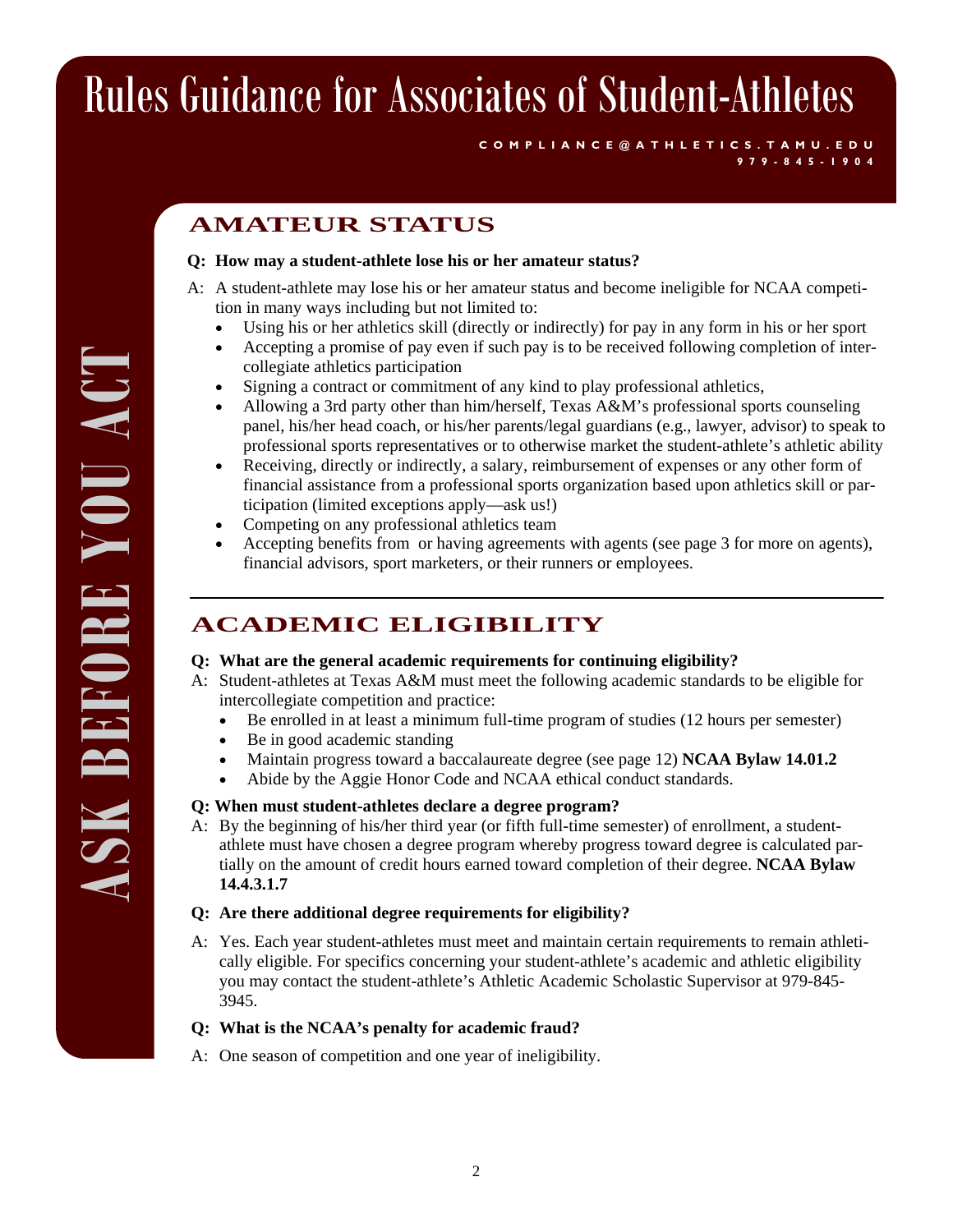# Rules Guidance for Associates of Student-Athletes

COMPLIANCE@ATHLETICS.TAMU.EDU
979-845-1904

ASK BEFORE YOU ACT

## AMATEUR STATUS

**Q: How may a student-athlete lose his or her amateur status?**

A: A student-athlete may lose his or her amateur status and become ineligible for NCAA competition in many ways including but not limited to:

- Using his or her athletics skill (directly or indirectly) for pay in any form in his or her sport
- Accepting a promise of pay even if such pay is to be received following completion of intercollegiate athletics participation
- Signing a contract or commitment of any kind to play professional athletics,
- Allowing a 3rd party other than him/herself, Texas A&M's professional sports counseling panel, his/her head coach, or his/her parents/legal guardians (e.g., lawyer, advisor) to speak to professional sports representatives or to otherwise market the student-athlete's athletic ability
- Receiving, directly or indirectly, a salary, reimbursement of expenses or any other form of financial assistance from a professional sports organization based upon athletics skill or participation (limited exceptions apply—ask us!)
- Competing on any professional athletics team
- Accepting benefits from or having agreements with agents (see page 3 for more on agents), financial advisors, sport marketers, or their runners or employees.

---

## ACADEMIC ELIGIBILITY

**Q: What are the general academic requirements for continuing eligibility?**

A: Student-athletes at Texas A&M must meet the following academic standards to be eligible for intercollegiate competition and practice:

- Be enrolled in at least a minimum full-time program of studies (12 hours per semester)
- Be in good academic standing
- Maintain progress toward a baccalaureate degree (see page 12) **NCAA Bylaw 14.01.2**
- Abide by the Aggie Honor Code and NCAA ethical conduct standards.

**Q: When must student-athletes declare a degree program?**

A: By the beginning of his/her third year (or fifth full-time semester) of enrollment, a student-athlete must have chosen a degree program whereby progress toward degree is calculated partially on the amount of credit hours earned toward completion of their degree. **NCAA Bylaw 14.4.3.1.7**

**Q: Are there additional degree requirements for eligibility?**

A: Yes. Each year student-athletes must meet and maintain certain requirements to remain athletically eligible. For specifics concerning your student-athlete's academic and athletic eligibility you may contact the student-athlete's Athletic Academic Scholastic Supervisor at 979-845-3945.

**Q: What is the NCAA's penalty for academic fraud?**

A: One season of competition and one year of ineligibility.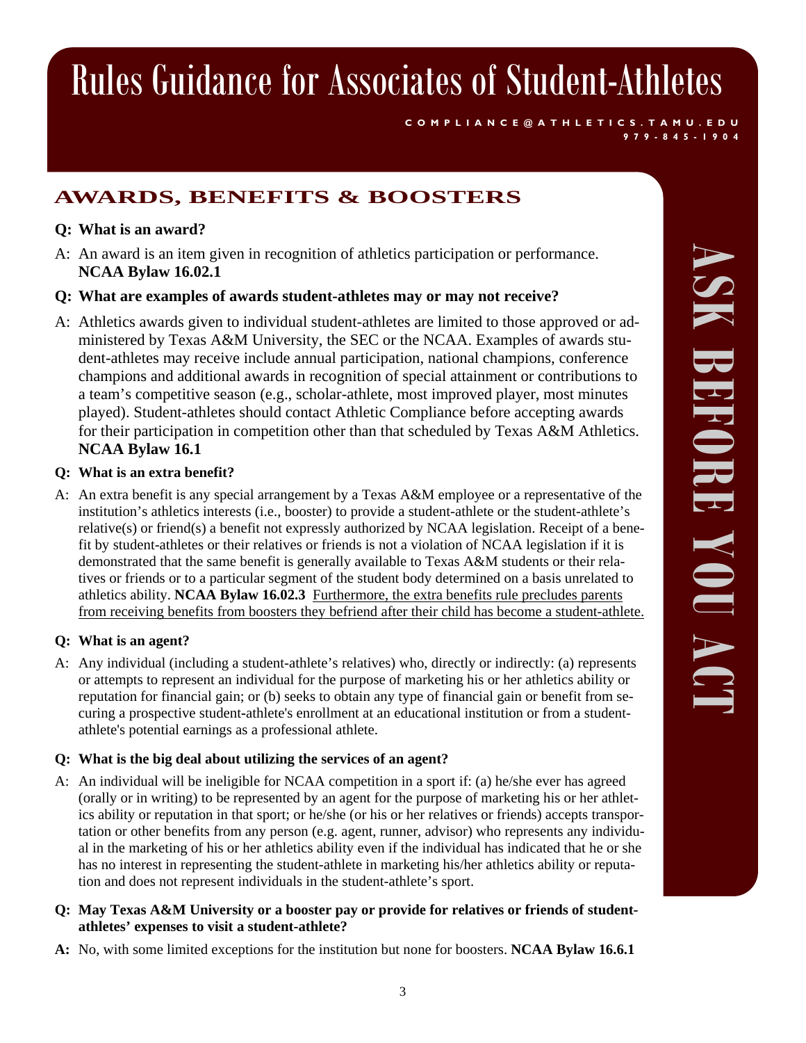# Rules Guidance for Associates of Student-Athletes

COMPLIANCE@ATHLETICS.TAMU.EDU
979-845-1904

## AWARDS, BENEFITS & BOOSTERS

**Q: What is an award?**

A: An award is an item given in recognition of athletics participation or performance. **NCAA Bylaw 16.02.1**

**Q: What are examples of awards student-athletes may or may not receive?**

A: Athletics awards given to individual student-athletes are limited to those approved or administered by Texas A&M University, the SEC or the NCAA. Examples of awards student-athletes may receive include annual participation, national champions, conference champions and additional awards in recognition of special attainment or contributions to a team's competitive season (e.g., scholar-athlete, most improved player, most minutes played). Student-athletes should contact Athletic Compliance before accepting awards for their participation in competition other than that scheduled by Texas A&M Athletics. **NCAA Bylaw 16.1**

**Q: What is an extra benefit?**

A: An extra benefit is any special arrangement by a Texas A&M employee or a representative of the institution's athletics interests (i.e., booster) to provide a student-athlete or the student-athlete's relative(s) or friend(s) a benefit not expressly authorized by NCAA legislation. Receipt of a benefit by student-athletes or their relatives or friends is not a violation of NCAA legislation if it is demonstrated that the same benefit is generally available to Texas A&M students or their relatives or friends or to a particular segment of the student body determined on a basis unrelated to athletics ability. **NCAA Bylaw 16.02.3** <u>Furthermore, the extra benefits rule precludes parents from receiving benefits from boosters they befriend after their child has become a student-athlete.</u>

**Q: What is an agent?**

A: Any individual (including a student-athlete's relatives) who, directly or indirectly: (a) represents or attempts to represent an individual for the purpose of marketing his or her athletics ability or reputation for financial gain; or (b) seeks to obtain any type of financial gain or benefit from securing a prospective student-athlete's enrollment at an educational institution or from a student-athlete's potential earnings as a professional athlete.

**Q: What is the big deal about utilizing the services of an agent?**

A: An individual will be ineligible for NCAA competition in a sport if: (a) he/she ever has agreed (orally or in writing) to be represented by an agent for the purpose of marketing his or her athletics ability or reputation in that sport; or he/she (or his or her relatives or friends) accepts transportation or other benefits from any person (e.g. agent, runner, advisor) who represents any individual in the marketing of his or her athletics ability even if the individual has indicated that he or she has no interest in representing the student-athlete in marketing his/her athletics ability or reputation and does not represent individuals in the student-athlete's sport.

**Q: May Texas A&M University or a booster pay or provide for relatives or friends of student-athletes' expenses to visit a student-athlete?**

**A:** No, with some limited exceptions for the institution but none for boosters. **NCAA Bylaw 16.6.1**

ASK BEFORE YOU ACT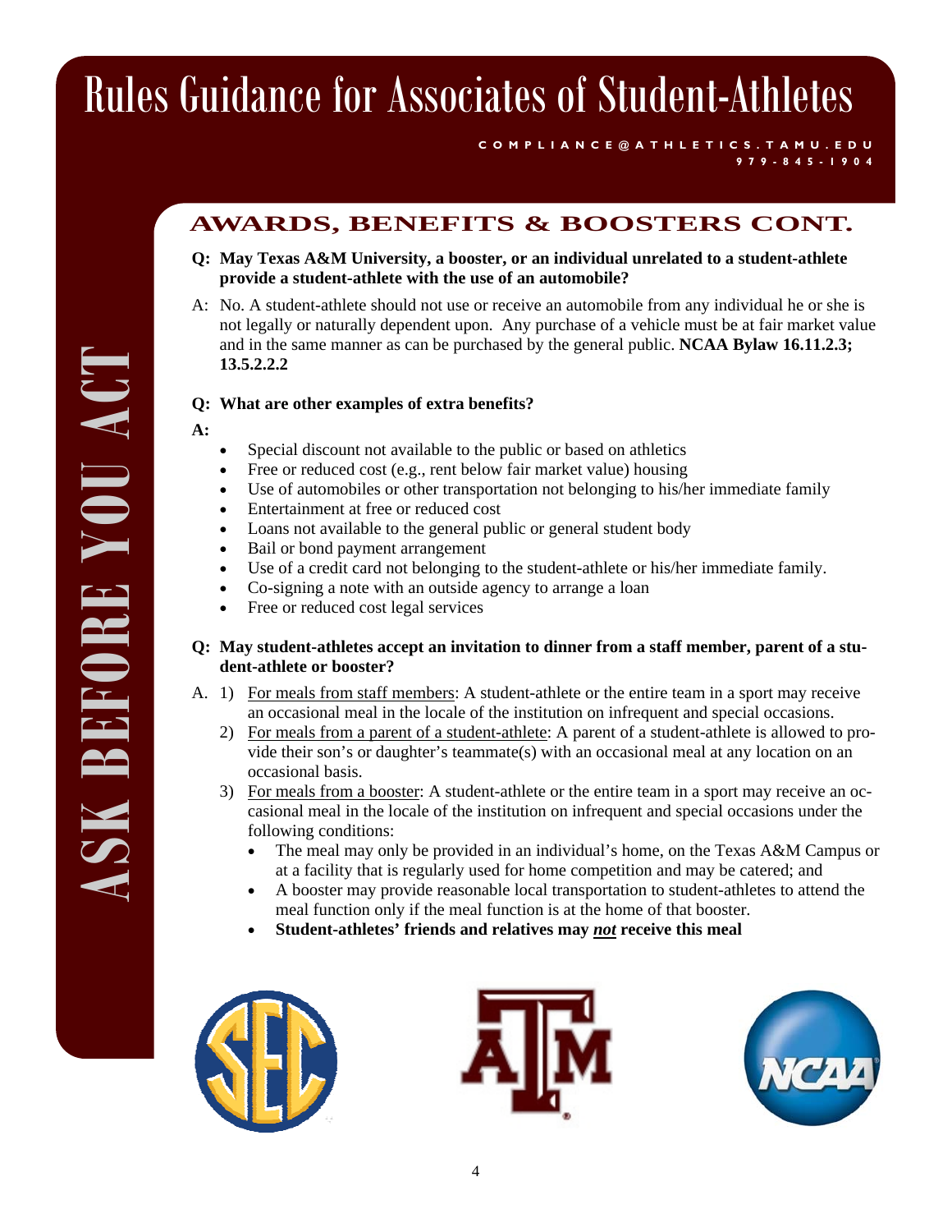# Rules Guidance for Associates of Student-Athletes

**COMPLIANCE@ATHLETICS.TAMU.EDU**
**979-845-1904**

ASK BEFORE YOU ACT

## AWARDS, BENEFITS & BOOSTERS CONT.

**Q: May Texas A&M University, a booster, or an individual unrelated to a student-athlete provide a student-athlete with the use of an automobile?**

A: No. A student-athlete should not use or receive an automobile from any individual he or she is not legally or naturally dependent upon. Any purchase of a vehicle must be at fair market value and in the same manner as can be purchased by the general public. **NCAA Bylaw 16.11.2.3; 13.5.2.2.2**

**Q: What are other examples of extra benefits?**

**A:**

- Special discount not available to the public or based on athletics
- Free or reduced cost (e.g., rent below fair market value) housing
- Use of automobiles or other transportation not belonging to his/her immediate family
- Entertainment at free or reduced cost
- Loans not available to the general public or general student body
- Bail or bond payment arrangement
- Use of a credit card not belonging to the student-athlete or his/her immediate family.
- Co-signing a note with an outside agency to arrange a loan
- Free or reduced cost legal services

**Q: May student-athletes accept an invitation to dinner from a staff member, parent of a student-athlete or booster?**

A.
1) <u>For meals from staff members</u>: A student-athlete or the entire team in a sport may receive an occasional meal in the locale of the institution on infrequent and special occasions.
2) <u>For meals from a parent of a student-athlete</u>: A parent of a student-athlete is allowed to provide their son's or daughter's teammate(s) with an occasional meal at any location on an occasional basis.
3) <u>For meals from a booster</u>: A student-athlete or the entire team in a sport may receive an occasional meal in the locale of the institution on infrequent and special occasions under the following conditions:
   - The meal may only be provided in an individual's home, on the Texas A&M Campus or at a facility that is regularly used for home competition and may be catered; and
   - A booster may provide reasonable local transportation to student-athletes to attend the meal function only if the meal function is at the home of that booster.
   - **Student-athletes' friends and relatives may *<u>not</u>* receive this meal**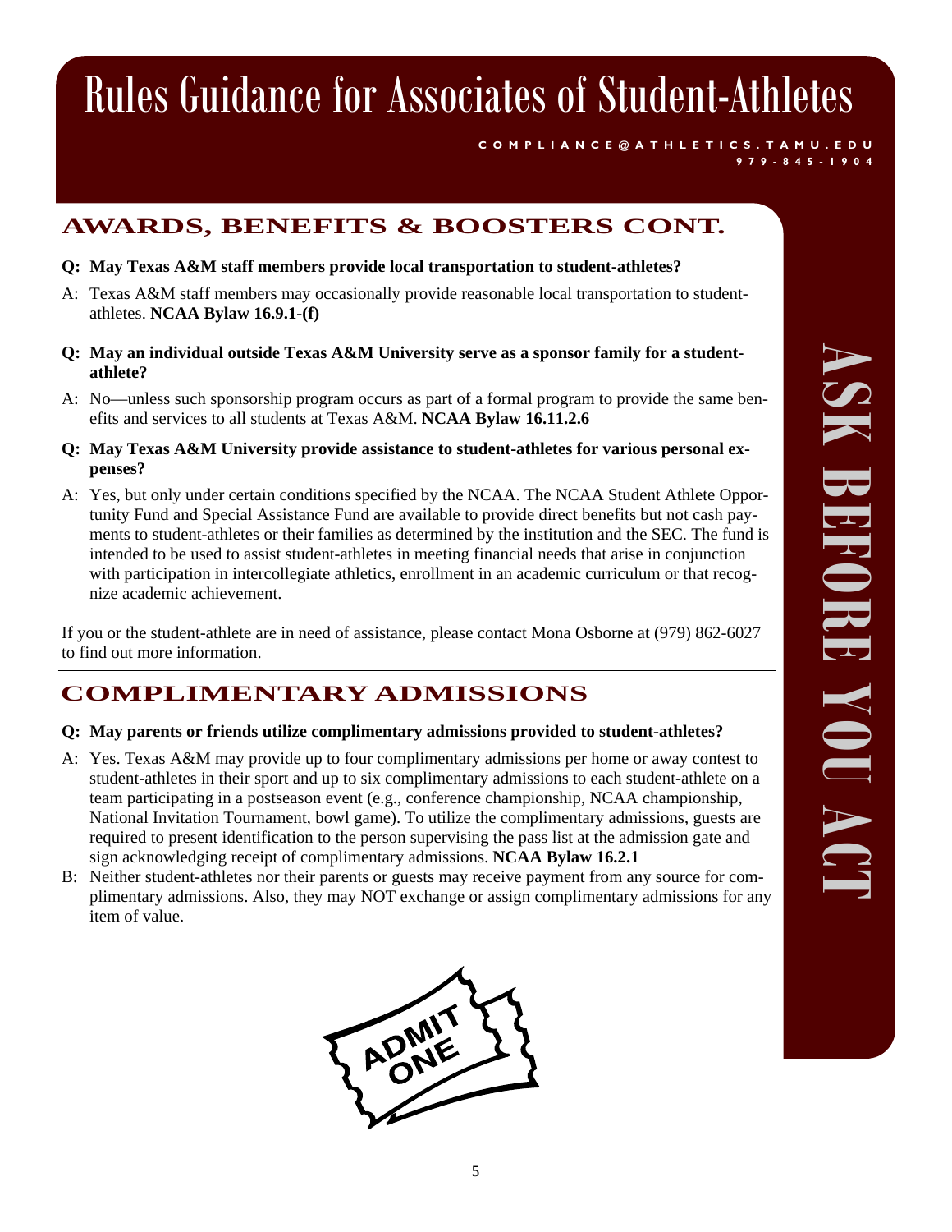# Rules Guidance for Associates of Student-Athletes

COMPLIANCE@ATHLETICS.TAMU.EDU
979-845-1904

## AWARDS, BENEFITS & BOOSTERS CONT.

**Q: May Texas A&M staff members provide local transportation to student-athletes?**

A: Texas A&M staff members may occasionally provide reasonable local transportation to student-athletes. **NCAA Bylaw 16.9.1-(f)**

**Q: May an individual outside Texas A&M University serve as a sponsor family for a student-athlete?**

A: No—unless such sponsorship program occurs as part of a formal program to provide the same benefits and services to all students at Texas A&M. **NCAA Bylaw 16.11.2.6**

**Q: May Texas A&M University provide assistance to student-athletes for various personal expenses?**

A: Yes, but only under certain conditions specified by the NCAA. The NCAA Student Athlete Opportunity Fund and Special Assistance Fund are available to provide direct benefits but not cash payments to student-athletes or their families as determined by the institution and the SEC. The fund is intended to be used to assist student-athletes in meeting financial needs that arise in conjunction with participation in intercollegiate athletics, enrollment in an academic curriculum or that recognize academic achievement.

If you or the student-athlete are in need of assistance, please contact Mona Osborne at (979) 862-6027 to find out more information.

## COMPLIMENTARY ADMISSIONS

**Q: May parents or friends utilize complimentary admissions provided to student-athletes?**

A: Yes. Texas A&M may provide up to four complimentary admissions per home or away contest to student-athletes in their sport and up to six complimentary admissions to each student-athlete on a team participating in a postseason event (e.g., conference championship, NCAA championship, National Invitation Tournament, bowl game). To utilize the complimentary admissions, guests are required to present identification to the person supervising the pass list at the admission gate and sign acknowledging receipt of complimentary admissions. **NCAA Bylaw 16.2.1**

B: Neither student-athletes nor their parents or guests may receive payment from any source for complimentary admissions. Also, they may NOT exchange or assign complimentary admissions for any item of value.

ASK BEFORE YOU ACT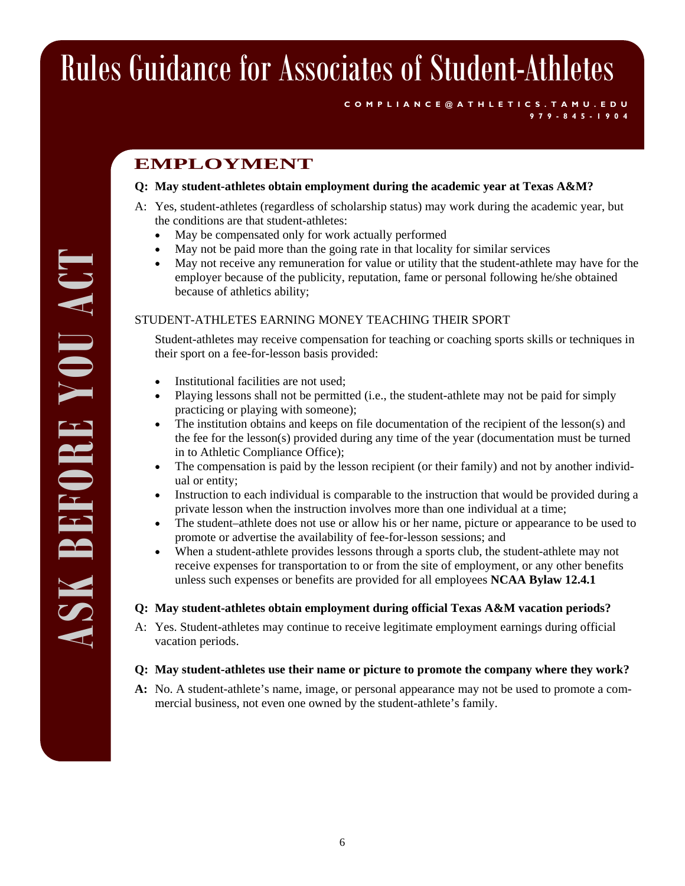# Rules Guidance for Associates of Student-Athletes

COMPLIANCE@ATHLETICS.TAMU.EDU
979-845-1904

ASK BEFORE YOU ACT

## EMPLOYMENT

**Q: May student-athletes obtain employment during the academic year at Texas A&M?**

A: Yes, student-athletes (regardless of scholarship status) may work during the academic year, but the conditions are that student-athletes:

- May be compensated only for work actually performed
- May not be paid more than the going rate in that locality for similar services
- May not receive any remuneration for value or utility that the student-athlete may have for the employer because of the publicity, reputation, fame or personal following he/she obtained because of athletics ability;

STUDENT-ATHLETES EARNING MONEY TEACHING THEIR SPORT

Student-athletes may receive compensation for teaching or coaching sports skills or techniques in their sport on a fee-for-lesson basis provided:

- Institutional facilities are not used;
- Playing lessons shall not be permitted (i.e., the student-athlete may not be paid for simply practicing or playing with someone);
- The institution obtains and keeps on file documentation of the recipient of the lesson(s) and the fee for the lesson(s) provided during any time of the year (documentation must be turned in to Athletic Compliance Office);
- The compensation is paid by the lesson recipient (or their family) and not by another individual or entity;
- Instruction to each individual is comparable to the instruction that would be provided during a private lesson when the instruction involves more than one individual at a time;
- The student–athlete does not use or allow his or her name, picture or appearance to be used to promote or advertise the availability of fee-for-lesson sessions; and
- When a student-athlete provides lessons through a sports club, the student-athlete may not receive expenses for transportation to or from the site of employment, or any other benefits unless such expenses or benefits are provided for all employees **NCAA Bylaw 12.4.1**

**Q: May student-athletes obtain employment during official Texas A&M vacation periods?**

A: Yes. Student-athletes may continue to receive legitimate employment earnings during official vacation periods.

**Q: May student-athletes use their name or picture to promote the company where they work?**

**A:** No. A student-athlete's name, image, or personal appearance may not be used to promote a commercial business, not even one owned by the student-athlete's family.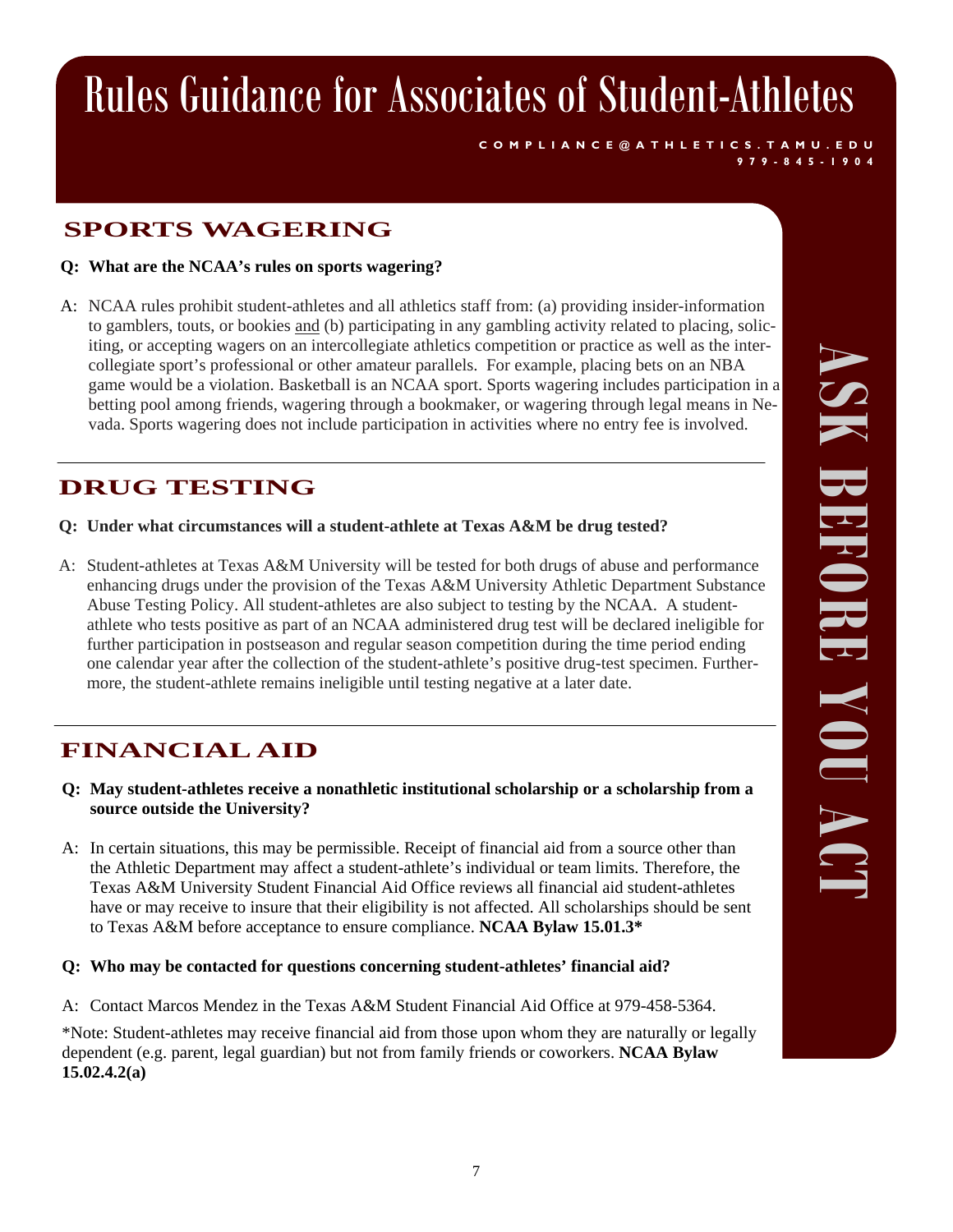# Rules Guidance for Associates of Student-Athletes

COMPLIANCE@ATHLETICS.TAMU.EDU
979-845-1904

## SPORTS WAGERING

**Q: What are the NCAA's rules on sports wagering?**

A: NCAA rules prohibit student-athletes and all athletics staff from: (a) providing insider-information to gamblers, touts, or bookies and (b) participating in any gambling activity related to placing, soliciting, or accepting wagers on an intercollegiate athletics competition or practice as well as the intercollegiate sport's professional or other amateur parallels. For example, placing bets on an NBA game would be a violation. Basketball is an NCAA sport. Sports wagering includes participation in a betting pool among friends, wagering through a bookmaker, or wagering through legal means in Nevada. Sports wagering does not include participation in activities where no entry fee is involved.

## DRUG TESTING

**Q: Under what circumstances will a student-athlete at Texas A&M be drug tested?**

A: Student-athletes at Texas A&M University will be tested for both drugs of abuse and performance enhancing drugs under the provision of the Texas A&M University Athletic Department Substance Abuse Testing Policy. All student-athletes are also subject to testing by the NCAA. A student-athlete who tests positive as part of an NCAA administered drug test will be declared ineligible for further participation in postseason and regular season competition during the time period ending one calendar year after the collection of the student-athlete's positive drug-test specimen. Furthermore, the student-athlete remains ineligible until testing negative at a later date.

## FINANCIAL AID

**Q: May student-athletes receive a nonathletic institutional scholarship or a scholarship from a source outside the University?**

A: In certain situations, this may be permissible. Receipt of financial aid from a source other than the Athletic Department may affect a student-athlete's individual or team limits. Therefore, the Texas A&M University Student Financial Aid Office reviews all financial aid student-athletes have or may receive to insure that their eligibility is not affected. All scholarships should be sent to Texas A&M before acceptance to ensure compliance. **NCAA Bylaw 15.01.3***

**Q: Who may be contacted for questions concerning student-athletes' financial aid?**

A: Contact Marcos Mendez in the Texas A&M Student Financial Aid Office at 979-458-5364.

*Note: Student-athletes may receive financial aid from those upon whom they are naturally or legally dependent (e.g. parent, legal guardian) but not from family friends or coworkers. **NCAA Bylaw 15.02.4.2(a)**

ASK BEFORE YOU ACT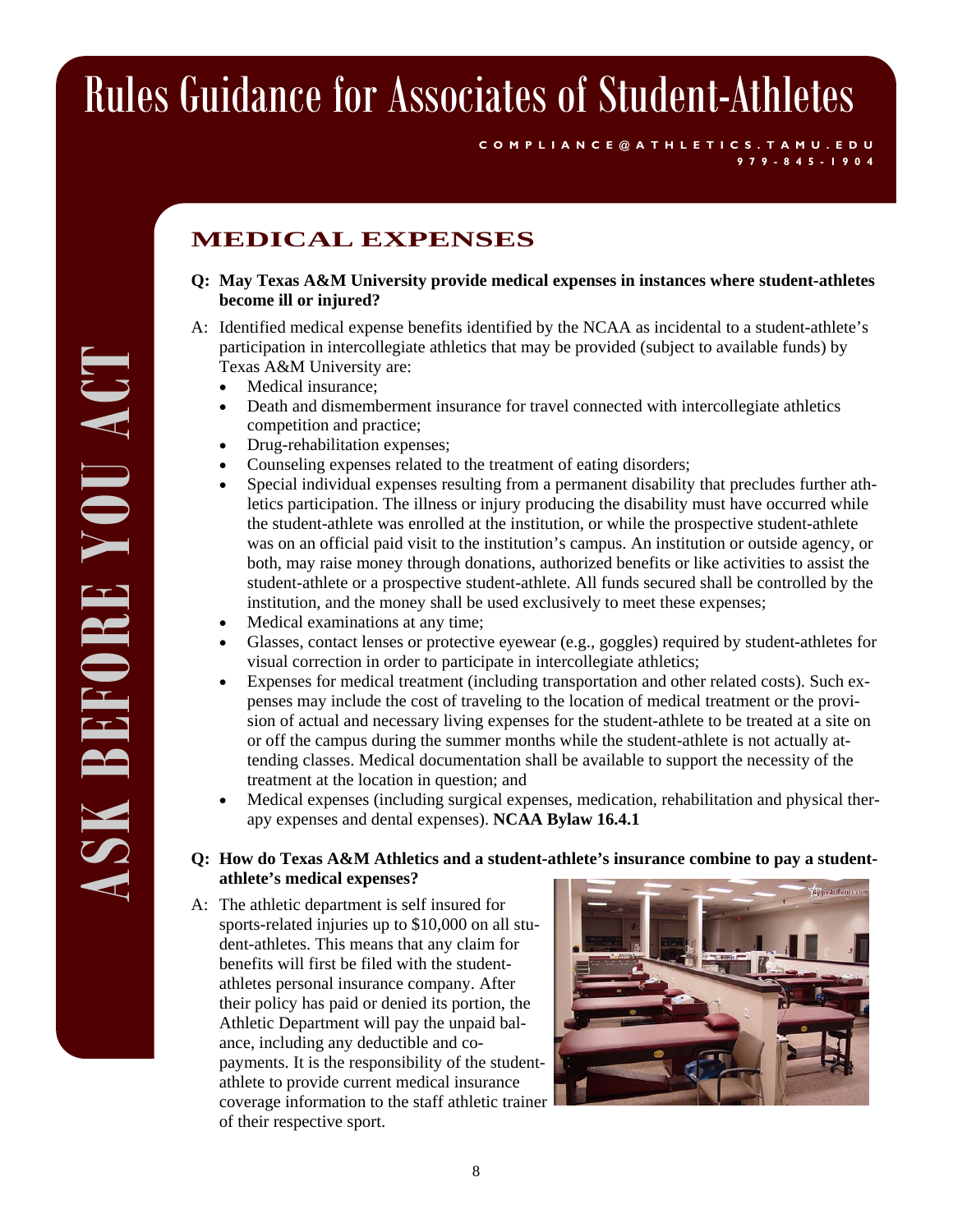# Rules Guidance for Associates of Student-Athletes

COMPLIANCE@ATHLETICS.TAMU.EDU
979-845-1904

ASK BEFORE YOU ACT

## MEDICAL EXPENSES

**Q: May Texas A&M University provide medical expenses in instances where student-athletes become ill or injured?**

A: Identified medical expense benefits identified by the NCAA as incidental to a student-athlete's participation in intercollegiate athletics that may be provided (subject to available funds) by Texas A&M University are:

- Medical insurance;
- Death and dismemberment insurance for travel connected with intercollegiate athletics competition and practice;
- Drug-rehabilitation expenses;
- Counseling expenses related to the treatment of eating disorders;
- Special individual expenses resulting from a permanent disability that precludes further athletics participation. The illness or injury producing the disability must have occurred while the student-athlete was enrolled at the institution, or while the prospective student-athlete was on an official paid visit to the institution's campus. An institution or outside agency, or both, may raise money through donations, authorized benefits or like activities to assist the student-athlete or a prospective student-athlete. All funds secured shall be controlled by the institution, and the money shall be used exclusively to meet these expenses;
- Medical examinations at any time;
- Glasses, contact lenses or protective eyewear (e.g., goggles) required by student-athletes for visual correction in order to participate in intercollegiate athletics;
- Expenses for medical treatment (including transportation and other related costs). Such expenses may include the cost of traveling to the location of medical treatment or the provision of actual and necessary living expenses for the student-athlete to be treated at a site on or off the campus during the summer months while the student-athlete is not actually attending classes. Medical documentation shall be available to support the necessity of the treatment at the location in question; and
- Medical expenses (including surgical expenses, medication, rehabilitation and physical therapy expenses and dental expenses). **NCAA Bylaw 16.4.1**

**Q: How do Texas A&M Athletics and a student-athlete's insurance combine to pay a student-athlete's medical expenses?**

A: The athletic department is self insured for sports-related injuries up to $10,000 on all student-athletes. This means that any claim for benefits will first be filed with the student-athletes personal insurance company. After their policy has paid or denied its portion, the Athletic Department will pay the unpaid balance, including any deductible and co-payments. It is the responsibility of the student-athlete to provide current medical insurance coverage information to the staff athletic trainer of their respective sport.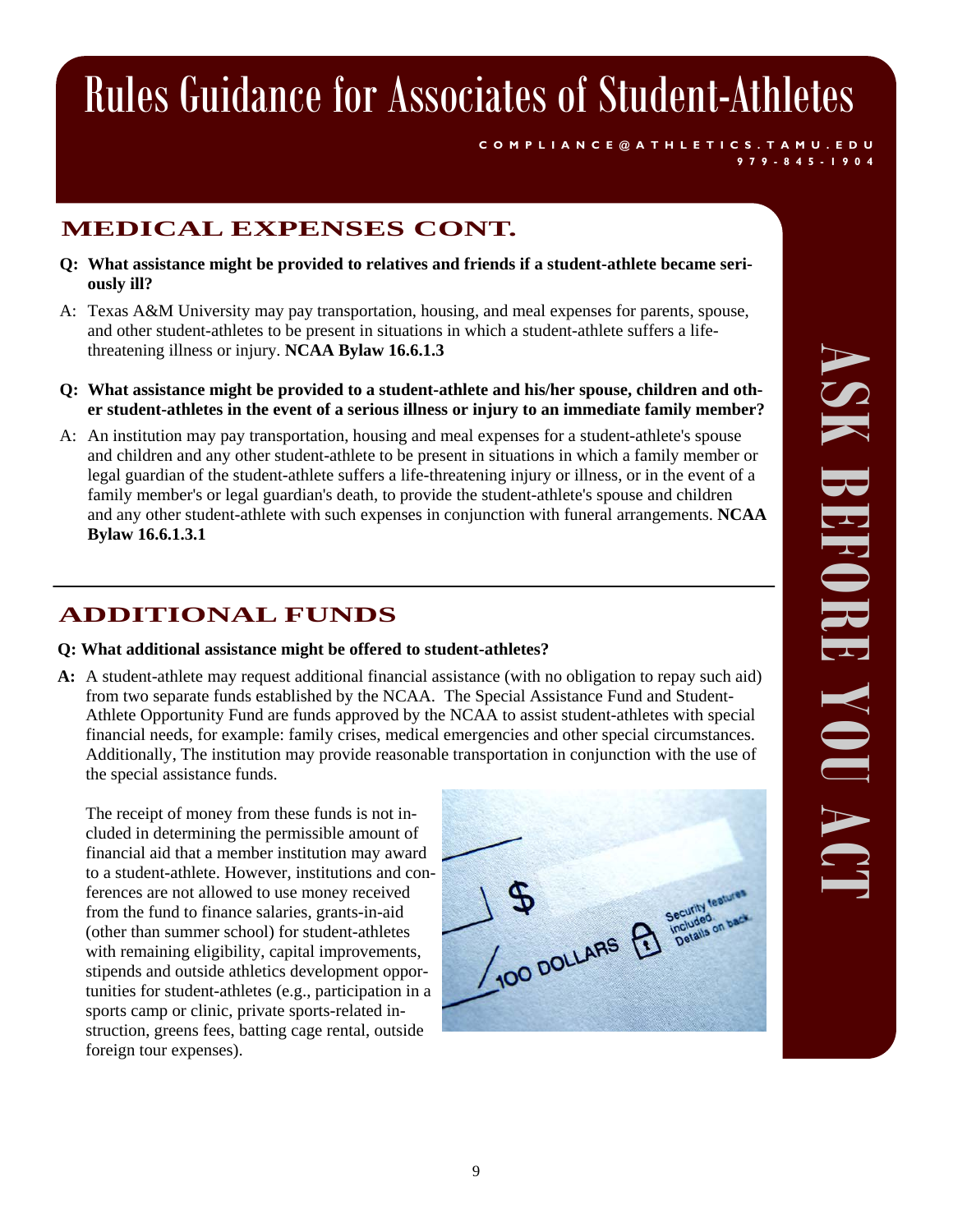# Rules Guidance for Associates of Student-Athletes

COMPLIANCE@ATHLETICS.TAMU.EDU
979-845-1904

## MEDICAL EXPENSES CONT.

**Q: What assistance might be provided to relatives and friends if a student-athlete became seriously ill?**

A: Texas A&M University may pay transportation, housing, and meal expenses for parents, spouse, and other student-athletes to be present in situations in which a student-athlete suffers a life-threatening illness or injury. **NCAA Bylaw 16.6.1.3**

**Q: What assistance might be provided to a student-athlete and his/her spouse, children and other student-athletes in the event of a serious illness or injury to an immediate family member?**

A: An institution may pay transportation, housing and meal expenses for a student-athlete's spouse and children and any other student-athlete to be present in situations in which a family member or legal guardian of the student-athlete suffers a life-threatening injury or illness, or in the event of a family member's or legal guardian's death, to provide the student-athlete's spouse and children and any other student-athlete with such expenses in conjunction with funeral arrangements. **NCAA Bylaw 16.6.1.3.1**

## ADDITIONAL FUNDS

**Q: What additional assistance might be offered to student-athletes?**

**A:** A student-athlete may request additional financial assistance (with no obligation to repay such aid) from two separate funds established by the NCAA. The Special Assistance Fund and Student-Athlete Opportunity Fund are funds approved by the NCAA to assist student-athletes with special financial needs, for example: family crises, medical emergencies and other special circumstances. Additionally, The institution may provide reasonable transportation in conjunction with the use of the special assistance funds.

The receipt of money from these funds is not included in determining the permissible amount of financial aid that a member institution may award to a student-athlete. However, institutions and conferences are not allowed to use money received from the fund to finance salaries, grants-in-aid (other than summer school) for student-athletes with remaining eligibility, capital improvements, stipends and outside athletics development opportunities for student-athletes (e.g., participation in a sports camp or clinic, private sports-related instruction, greens fees, batting cage rental, outside foreign tour expenses).

ASK BEFORE YOU ACT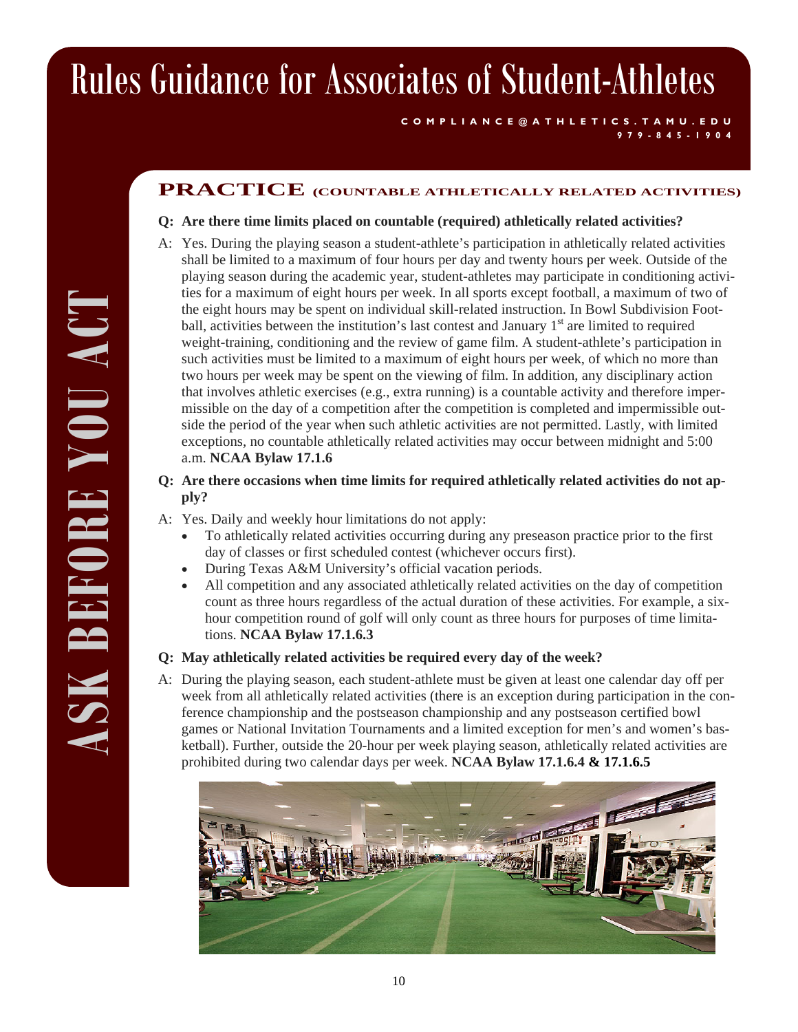# Rules Guidance for Associates of Student-Athletes

COMPLIANCE@ATHLETICS.TAMU.EDU
979-845-1904

ASK BEFORE YOU ACT

## PRACTICE (COUNTABLE ATHLETICALLY RELATED ACTIVITIES)

**Q: Are there time limits placed on countable (required) athletically related activities?**

A: Yes. During the playing season a student-athlete's participation in athletically related activities shall be limited to a maximum of four hours per day and twenty hours per week. Outside of the playing season during the academic year, student-athletes may participate in conditioning activities for a maximum of eight hours per week. In all sports except football, a maximum of two of the eight hours may be spent on individual skill-related instruction. In Bowl Subdivision Football, activities between the institution's last contest and January 1st are limited to required weight-training, conditioning and the review of game film. A student-athlete's participation in such activities must be limited to a maximum of eight hours per week, of which no more than two hours per week may be spent on the viewing of film. In addition, any disciplinary action that involves athletic exercises (e.g., extra running) is a countable activity and therefore impermissible on the day of a competition after the competition is completed and impermissible outside the period of the year when such athletic activities are not permitted. Lastly, with limited exceptions, no countable athletically related activities may occur between midnight and 5:00 a.m. **NCAA Bylaw 17.1.6**

**Q: Are there occasions when time limits for required athletically related activities do not apply?**

A: Yes. Daily and weekly hour limitations do not apply:

- To athletically related activities occurring during any preseason practice prior to the first day of classes or first scheduled contest (whichever occurs first).
- During Texas A&M University's official vacation periods.
- All competition and any associated athletically related activities on the day of competition count as three hours regardless of the actual duration of these activities. For example, a six-hour competition round of golf will only count as three hours for purposes of time limitations. **NCAA Bylaw 17.1.6.3**

**Q: May athletically related activities be required every day of the week?**

A: During the playing season, each student-athlete must be given at least one calendar day off per week from all athletically related activities (there is an exception during participation in the conference championship and the postseason championship and any postseason certified bowl games or National Invitation Tournaments and a limited exception for men's and women's basketball). Further, outside the 20-hour per week playing season, athletically related activities are prohibited during two calendar days per week. **NCAA Bylaw 17.1.6.4 & 17.1.6.5**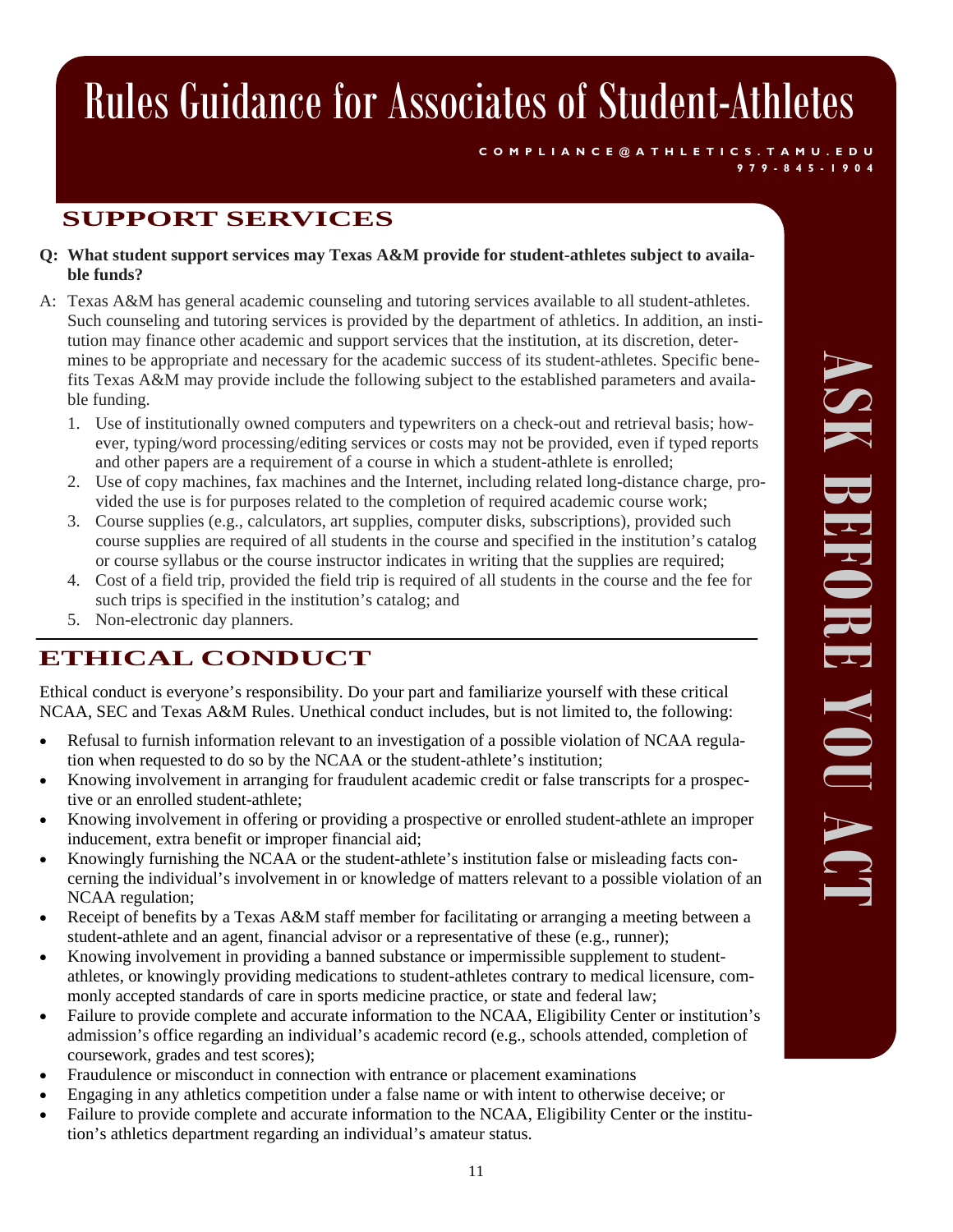# Rules Guidance for Associates of Student-Athletes

COMPLIANCE@ATHLETICS.TAMU.EDU
979-845-1904

## SUPPORT SERVICES

**Q: What student support services may Texas A&M provide for student-athletes subject to available funds?**

A: Texas A&M has general academic counseling and tutoring services available to all student-athletes. Such counseling and tutoring services is provided by the department of athletics. In addition, an institution may finance other academic and support services that the institution, at its discretion, determines to be appropriate and necessary for the academic success of its student-athletes. Specific benefits Texas A&M may provide include the following subject to the established parameters and available funding.

1. Use of institutionally owned computers and typewriters on a check-out and retrieval basis; however, typing/word processing/editing services or costs may not be provided, even if typed reports and other papers are a requirement of a course in which a student-athlete is enrolled;
2. Use of copy machines, fax machines and the Internet, including related long-distance charge, provided the use is for purposes related to the completion of required academic course work;
3. Course supplies (e.g., calculators, art supplies, computer disks, subscriptions), provided such course supplies are required of all students in the course and specified in the institution's catalog or course syllabus or the course instructor indicates in writing that the supplies are required;
4. Cost of a field trip, provided the field trip is required of all students in the course and the fee for such trips is specified in the institution's catalog; and
5. Non-electronic day planners.

## ETHICAL CONDUCT

Ethical conduct is everyone's responsibility. Do your part and familiarize yourself with these critical NCAA, SEC and Texas A&M Rules. Unethical conduct includes, but is not limited to, the following:

- Refusal to furnish information relevant to an investigation of a possible violation of NCAA regulation when requested to do so by the NCAA or the student-athlete's institution;
- Knowing involvement in arranging for fraudulent academic credit or false transcripts for a prospective or an enrolled student-athlete;
- Knowing involvement in offering or providing a prospective or enrolled student-athlete an improper inducement, extra benefit or improper financial aid;
- Knowingly furnishing the NCAA or the student-athlete's institution false or misleading facts concerning the individual's involvement in or knowledge of matters relevant to a possible violation of an NCAA regulation;
- Receipt of benefits by a Texas A&M staff member for facilitating or arranging a meeting between a student-athlete and an agent, financial advisor or a representative of these (e.g., runner);
- Knowing involvement in providing a banned substance or impermissible supplement to student-athletes, or knowingly providing medications to student-athletes contrary to medical licensure, commonly accepted standards of care in sports medicine practice, or state and federal law;
- Failure to provide complete and accurate information to the NCAA, Eligibility Center or institution's admission's office regarding an individual's academic record (e.g., schools attended, completion of coursework, grades and test scores);
- Fraudulence or misconduct in connection with entrance or placement examinations
- Engaging in any athletics competition under a false name or with intent to otherwise deceive; or
- Failure to provide complete and accurate information to the NCAA, Eligibility Center or the institution's athletics department regarding an individual's amateur status.

ASK BEFORE YOU ACT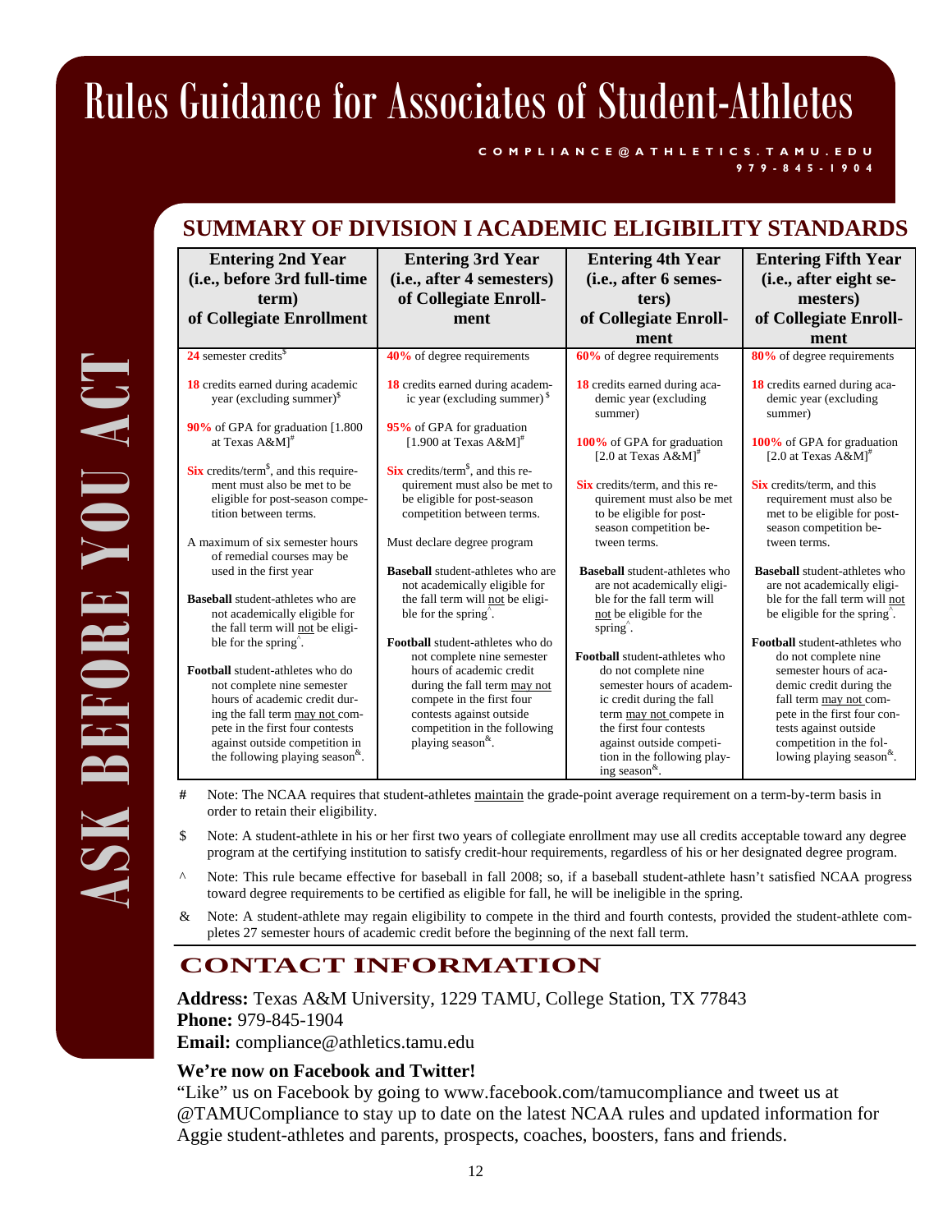# Rules Guidance for Associates of Student-Athletes

COMPLIANCE@ATHLETICS.TAMU.EDU
979-845-1904

ASK BEFORE YOU ACT

## SUMMARY OF DIVISION I ACADEMIC ELIGIBILITY STANDARDS

| Entering 2nd Year (i.e., before 3rd full-time term) of Collegiate Enrollment | Entering 3rd Year (i.e., after 4 semesters) of Collegiate Enrollment | Entering 4th Year (i.e., after 6 semesters) of Collegiate Enrollment | Entering Fifth Year (i.e., after eight semesters) of Collegiate Enrollment |
|---|---|---|---|
| **24** semester credits[$] | **40%** of degree requirements | **60%** of degree requirements | **80%** of degree requirements |
| **18** credits earned during academic year (excluding summer)[$] | **18** credits earned during academic year (excluding summer)[$] | **18** credits earned during academic year (excluding summer) | **18** credits earned during academic year (excluding summer) |
| **90%** of GPA for graduation [1.800 at Texas A&M][#] | **95%** of GPA for graduation [1.900 at Texas A&M][#] | **100%** of GPA for graduation [2.0 at Texas A&M][#] | **100%** of GPA for graduation [2.0 at Texas A&M][#] |
| **Six** credits/term[$], and this requirement must also be met to be eligible for post-season competition between terms. | **Six** credits/term[$], and this requirement must also be met to be eligible for post-season competition between terms. | **Six** credits/term, and this requirement must also be met to be eligible for post-season competition between terms. | **Six** credits/term, and this requirement must also be met to be eligible for post-season competition between terms. |
| A maximum of six semester hours of remedial courses may be used in the first year | Must declare degree program | | |
| **Baseball** student-athletes who are not academically eligible for the fall term will not be eligible for the spring[^]. | **Baseball** student-athletes who are not academically eligible for the fall term will not be eligible for the spring[^]. | **Baseball** student-athletes who are not academically eligible for the fall term will not be eligible for the spring[^]. | **Baseball** student-athletes who are not academically eligible for the fall term will not be eligible for the spring[^]. |
| **Football** student-athletes who do not complete nine semester hours of academic credit during the fall term may not compete in the first four contests against outside competition in the following playing season[&]. | **Football** student-athletes who do not complete nine semester hours of academic credit during the fall term may not compete in the first four contests against outside competition in the following playing season[&]. | **Football** student-athletes who do not complete nine semester hours of academic credit during the fall term may not compete in the first four contests against outside competition in the following playing season[&]. | **Football** student-athletes who do not complete nine semester hours of academic credit during the fall term may not compete in the first four contests against outside competition in the following playing season[&]. |

# Note: The NCAA requires that student-athletes maintain the grade-point average requirement on a term-by-term basis in order to retain their eligibility.

$ Note: A student-athlete in his or her first two years of collegiate enrollment may use all credits acceptable toward any degree program at the certifying institution to satisfy credit-hour requirements, regardless of his or her designated degree program.

^ Note: This rule became effective for baseball in fall 2008; so, if a baseball student-athlete hasn't satisfied NCAA progress toward degree requirements to be certified as eligible for fall, he will be ineligible in the spring.

& Note: A student-athlete may regain eligibility to compete in the third and fourth contests, provided the student-athlete completes 27 semester hours of academic credit before the beginning of the next fall term.

## CONTACT INFORMATION

**Address:** Texas A&M University, 1229 TAMU, College Station, TX 77843
**Phone:** 979-845-1904
**Email:** compliance@athletics.tamu.edu

**We're now on Facebook and Twitter!**

"Like" us on Facebook by going to www.facebook.com/tamucompliance and tweet us at @TAMUCompliance to stay up to date on the latest NCAA rules and updated information for Aggie student-athletes and parents, prospects, coaches, boosters, fans and friends.